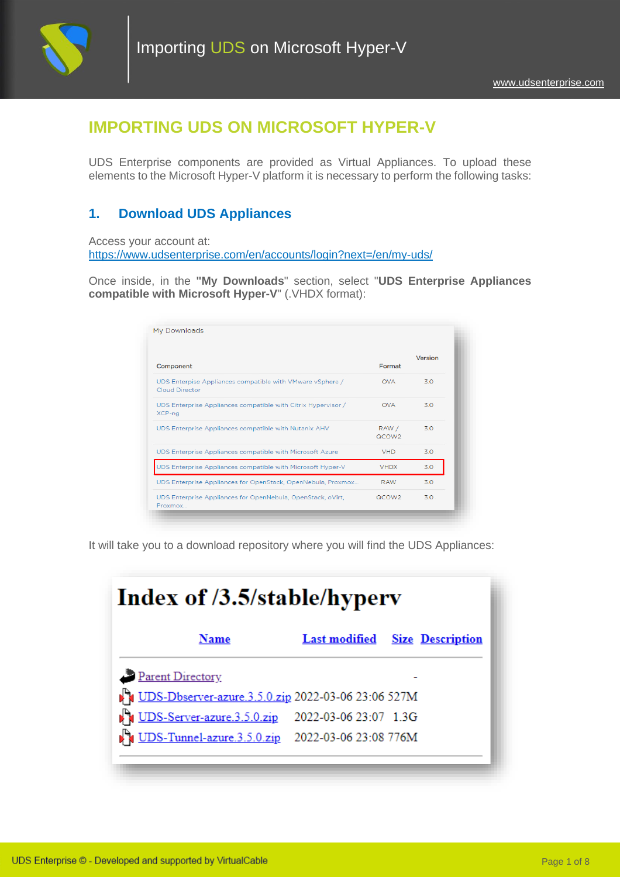# IMPORTING UDS ON MICROSOFT HYPER-V

UDS Enterprise components are provided as Virtual Appliances. To upload these elements to the Microsoft Hyper-V platform it is necessary to perform the following tasks:

## 1. Download UDS Appliances

Access your account at:
https://www.udsenterprise.com/en/accounts/login?next=/en/my-uds/

Once inside, in the **"My Downloads"** section, select "**UDS Enterprise Appliances compatible with Microsoft Hyper-V**" (.VHDX format):

My Downloads

| Component | Format | Version |
|---|---|---|
| UDS Enterprise Appliances compatible with VMware vSphere / Cloud Director | OVA | 3.0 |
| UDS Enterprise Appliances compatible with Citrix Hypervisor / XCP-ng | OVA | 3.0 |
| UDS Enterprise Appliances compatible with Nutanix AHV | RAW / QCOW2 | 3.0 |
| UDS Enterprise Appliances compatible with Microsoft Azure | VHD | 3.0 |
| UDS Enterprise Appliances compatible with Microsoft Hyper-V | VHDX | 3.0 |
| UDS Enterprise Appliances for OpenStack, OpenNebula, Proxmox... | RAW | 3.0 |
| UDS Enterprise Appliances for OpenNebula, OpenStack, oVirt, Proxmox... | QCOW2 | 3.0 |

It will take you to a download repository where you will find the UDS Appliances:

**Index of /3.5/stable/hyperv**

| Name | Last modified | Size | Description |
|---|---|---|---|
| Parent Directory | | - | |
| UDS-Dbserver-azure.3.5.0.zip | 2022-03-06 23:06 | 527M | |
| UDS-Server-azure.3.5.0.zip | 2022-03-06 23:07 | 1.3G | |
| UDS-Tunnel-azure.3.5.0.zip | 2022-03-06 23:08 | 776M | |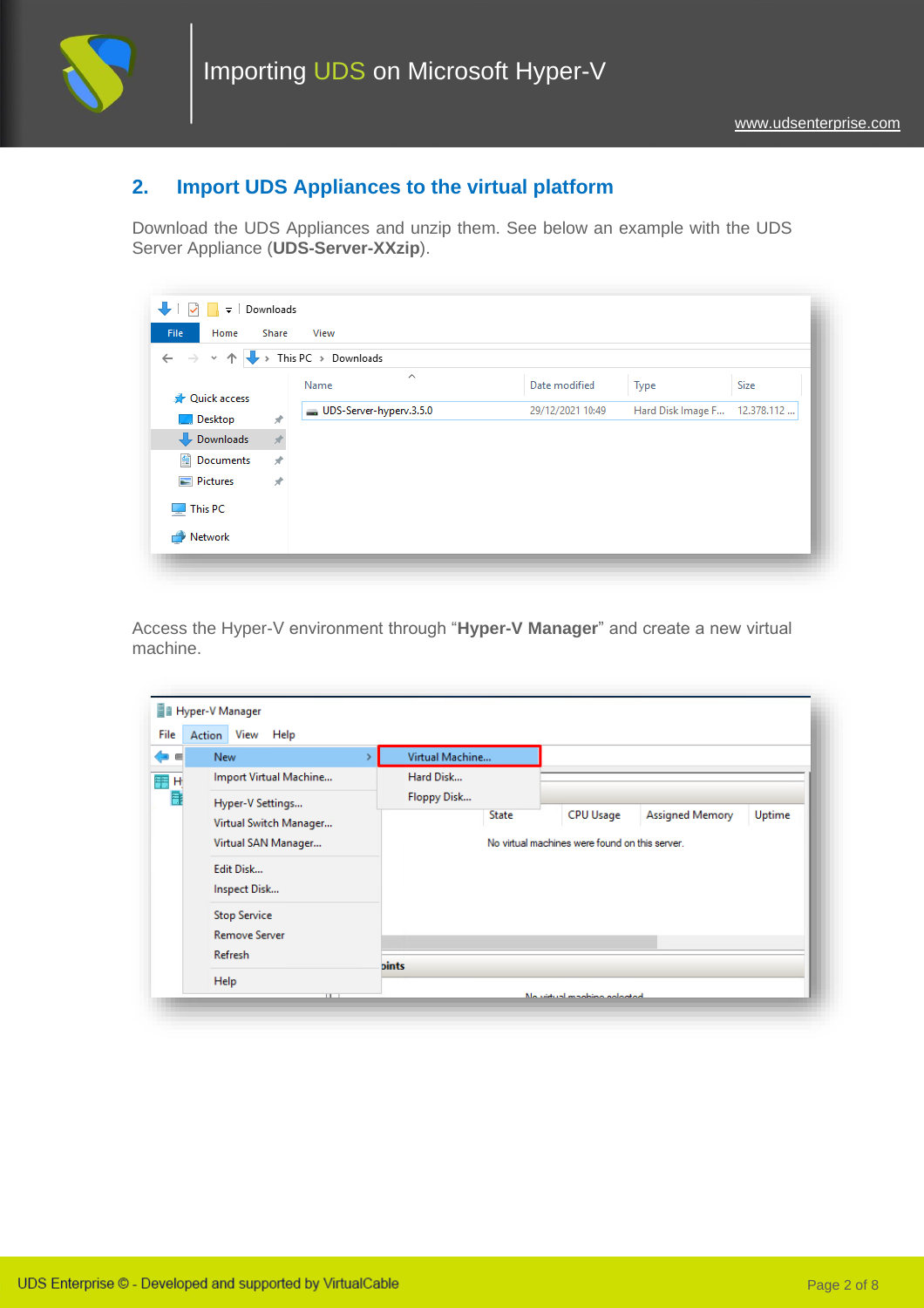## 2. Import UDS Appliances to the virtual platform

Download the UDS Appliances and unzip them. See below an example with the UDS Server Appliance (**UDS-Server-XXzip**).

Access the Hyper-V environment through "**Hyper-V Manager**" and create a new virtual machine.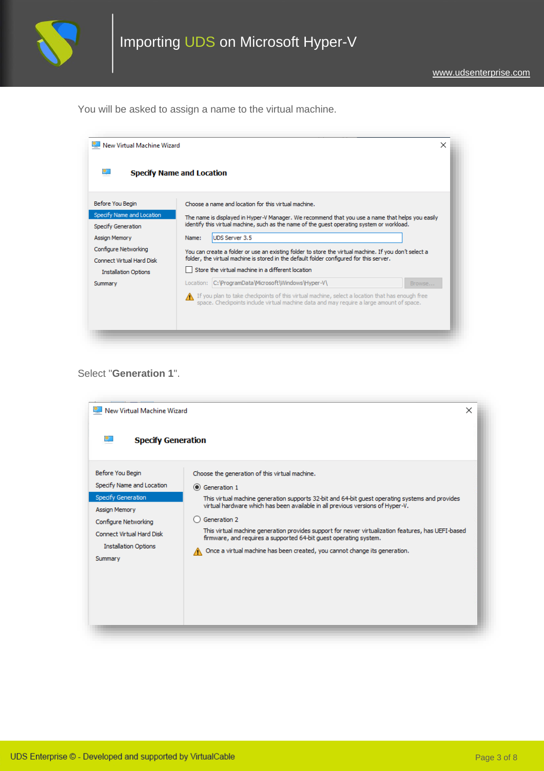You will be asked to assign a name to the virtual machine.

New Virtual Machine Wizard

**Specify Name and Location**

- Before You Begin
- Specify Name and Location
- Specify Generation
- Assign Memory
- Configure Networking
- Connect Virtual Hard Disk
  - Installation Options
- Summary

Choose a name and location for this virtual machine.

The name is displayed in Hyper-V Manager. We recommend that you use a name that helps you easily identify this virtual machine, such as the name of the guest operating system or workload.

Name: UDS Server 3.5

You can create a folder or use an existing folder to store the virtual machine. If you don't select a folder, the virtual machine is stored in the default folder configured for this server.

☐ Store the virtual machine in a different location

Location: C:\ProgramData\Microsoft\Windows\Hyper-V\ Browse...

⚠ If you plan to take checkpoints of this virtual machine, select a location that has enough free space. Checkpoints include virtual machine data and may require a large amount of space.

Select "**Generation 1**".

New Virtual Machine Wizard

**Specify Generation**

- Before You Begin
- Specify Name and Location
- Specify Generation
- Assign Memory
- Configure Networking
- Connect Virtual Hard Disk
  - Installation Options
- Summary

Choose the generation of this virtual machine.

◉ Generation 1

This virtual machine generation supports 32-bit and 64-bit guest operating systems and provides virtual hardware which has been available in all previous versions of Hyper-V.

○ Generation 2

This virtual machine generation provides support for newer virtualization features, has UEFI-based firmware, and requires a supported 64-bit guest operating system.

⚠ Once a virtual machine has been created, you cannot change its generation.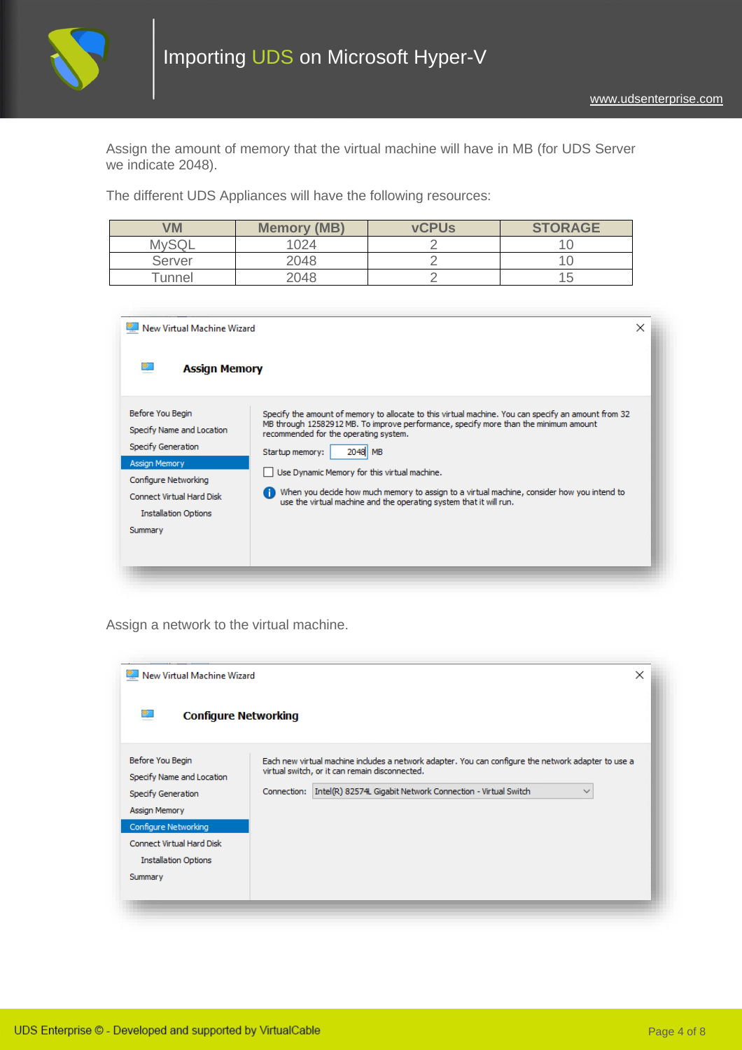Assign the amount of memory that the virtual machine will have in MB (for UDS Server we indicate 2048).

The different UDS Appliances will have the following resources:

| VM | Memory (MB) | vCPUs | STORAGE |
|---|---|---|---|
| MySQL | 1024 | 2 | 10 |
| Server | 2048 | 2 | 10 |
| Tunnel | 2048 | 2 | 15 |

Assign a network to the virtual machine.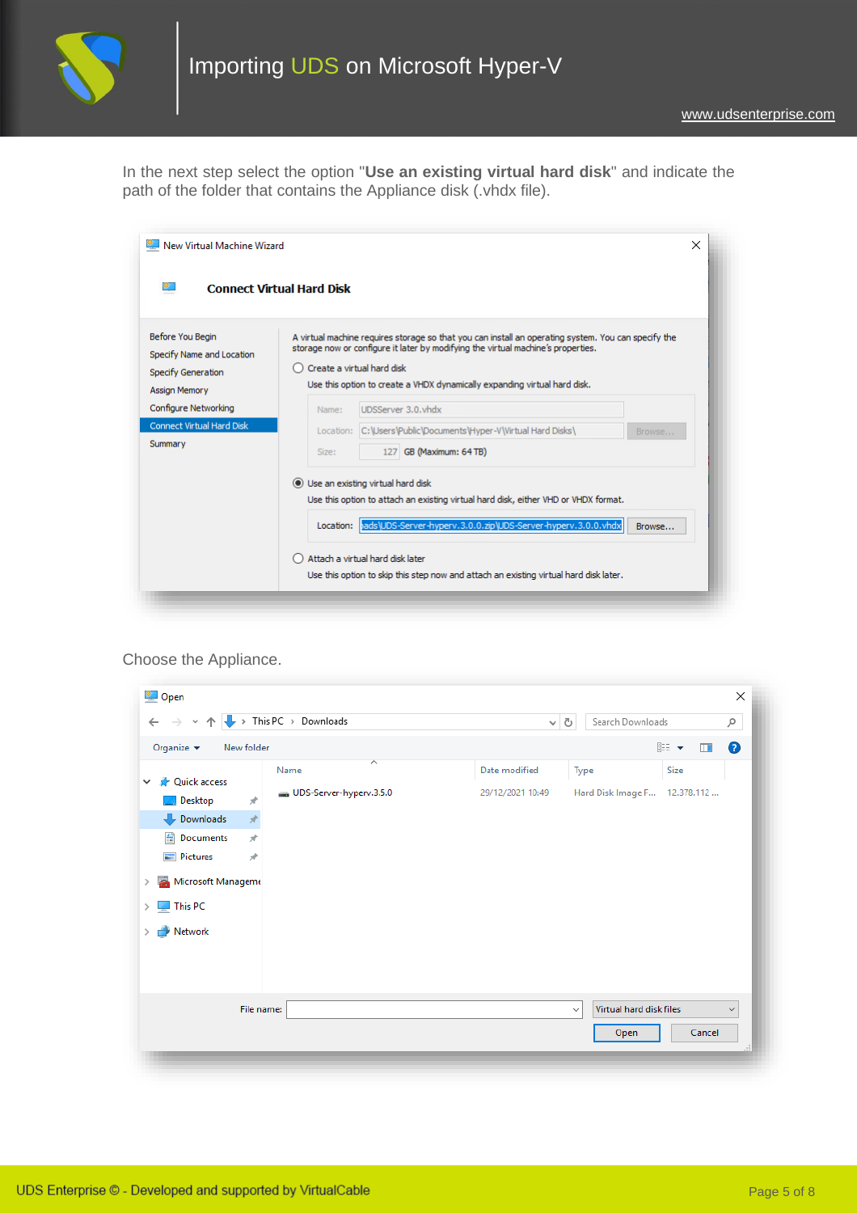In the next step select the option "**Use an existing virtual hard disk**" and indicate the path of the folder that contains the Appliance disk (.vhdx file).

Choose the Appliance.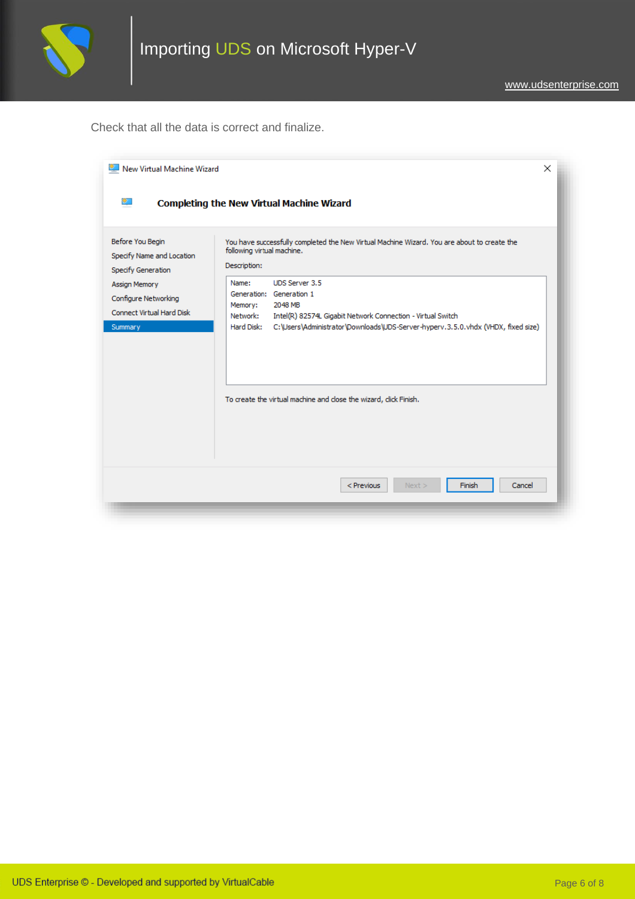Check that all the data is correct and finalize.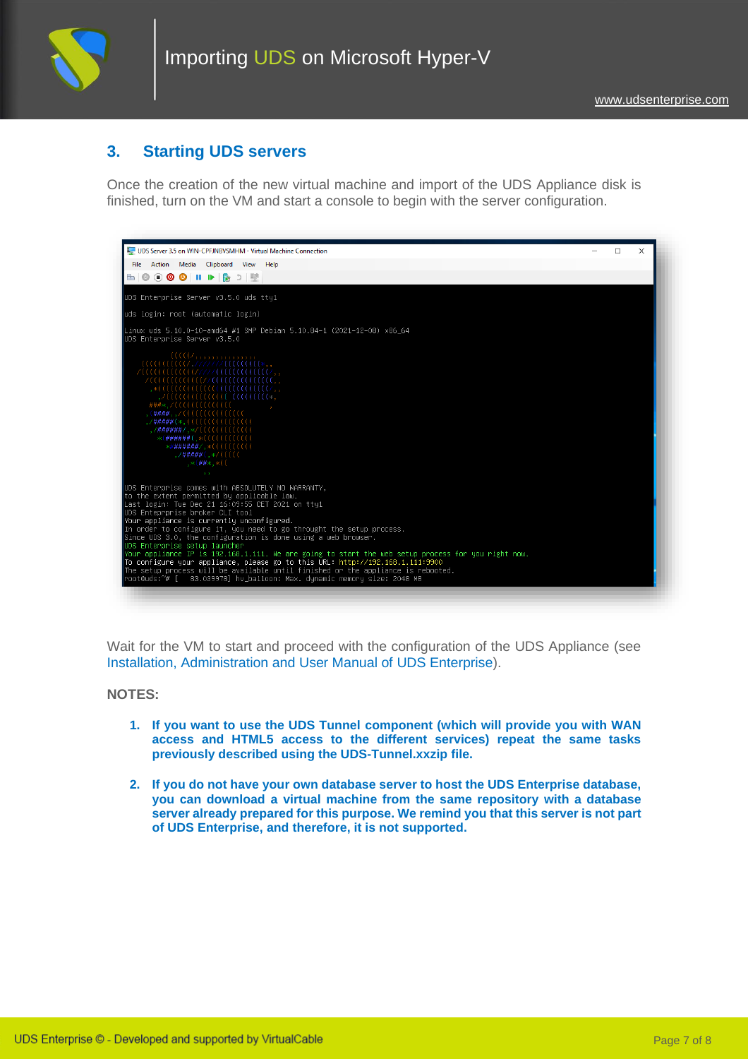## 3. Starting UDS servers

Once the creation of the new virtual machine and import of the UDS Appliance disk is finished, turn on the VM and start a console to begin with the server configuration.

Wait for the VM to start and proceed with the configuration of the UDS Appliance (see Installation, Administration and User Manual of UDS Enterprise).

**NOTES:**

1. **If you want to use the UDS Tunnel component (which will provide you with WAN access and HTML5 access to the different services) repeat the same tasks previously described using the UDS-Tunnel.xxzip file.**

2. **If you do not have your own database server to host the UDS Enterprise database, you can download a virtual machine from the same repository with a database server already prepared for this purpose. We remind you that this server is not part of UDS Enterprise, and therefore, it is not supported.**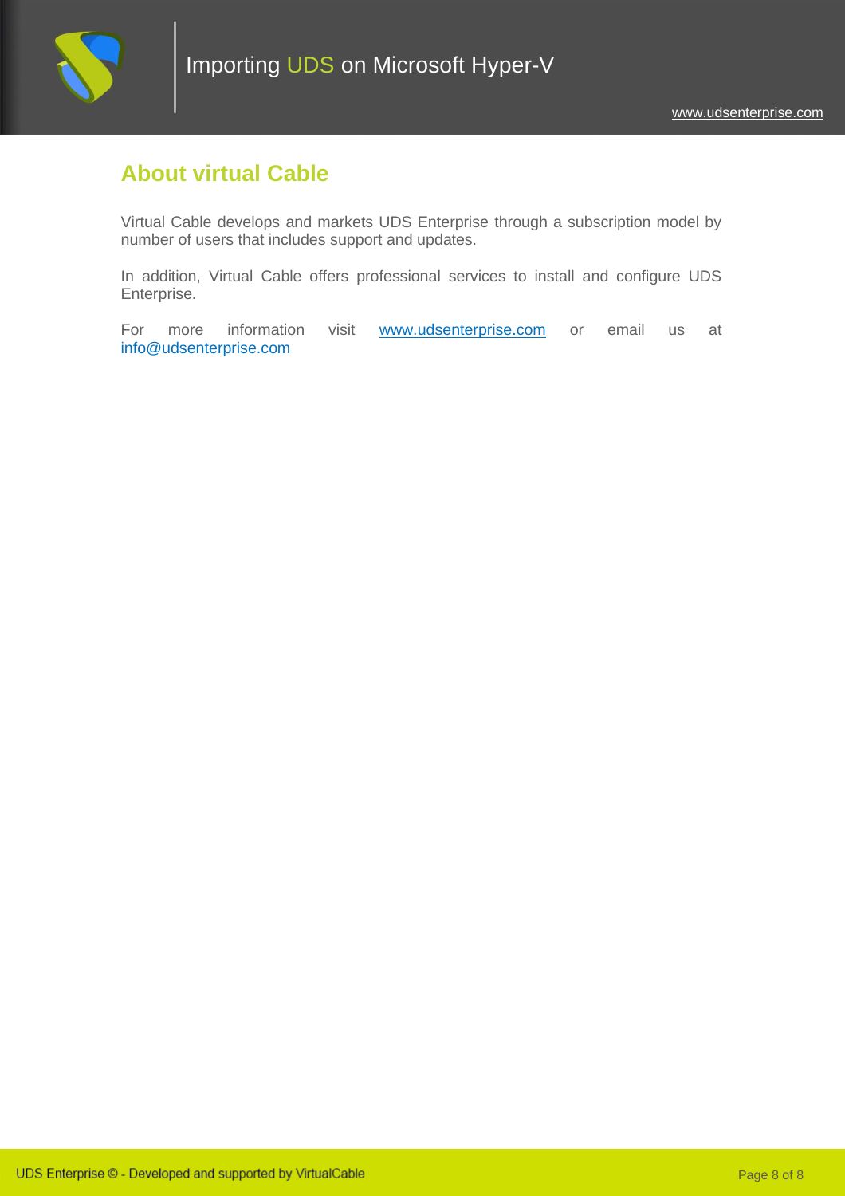## About virtual Cable

Virtual Cable develops and markets UDS Enterprise through a subscription model by number of users that includes support and updates.

In addition, Virtual Cable offers professional services to install and configure UDS Enterprise.

For more information visit www.udsenterprise.com or email us at info@udsenterprise.com